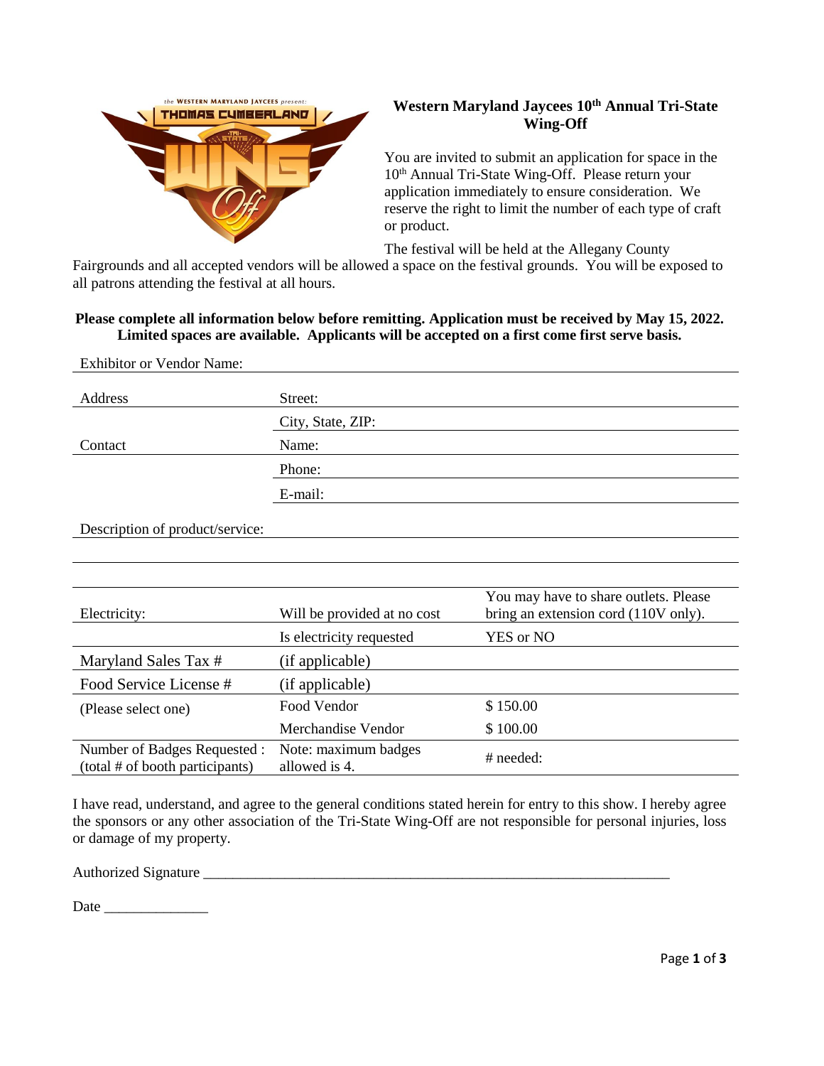# Western Maryland Jaycees 10th Annual Tri-State Wing-Off

You are invited to submit an application for space in the 10th Annual Tri-State Wing-Off. Please return your application immediately to ensure consideration. We reserve the right to limit the number of each type of craft or product.

The festival will be held at the Allegany County Fairgrounds and all accepted vendors will be allowed a space on the festival grounds. You will be exposed to all patrons attending the festival at all hours.

**Please complete all information below before remitting. Application must be received by May 15, 2022. Limited spaces are available. Applicants will be accepted on a first come first serve basis.**

Exhibitor or Vendor Name:

| | | |
|---|---|---|
| Address | Street: | |
| | City, State, ZIP: | |
| Contact | Name: | |
| | Phone: | |
| | E-mail: | |

Description of product/service:

| | | |
|---|---|---|
| Electricity: | Will be provided at no cost | You may have to share outlets. Please bring an extension cord (110V only). |
| | Is electricity requested | YES or NO |
| Maryland Sales Tax # | (if applicable) | |
| Food Service License # | (if applicable) | |
| (Please select one) | Food Vendor | $ 150.00 |
| | Merchandise Vendor | $ 100.00 |
| Number of Badges Requested : (total # of booth participants) | Note: maximum badges allowed is 4. | # needed: |

I have read, understand, and agree to the general conditions stated herein for entry to this show. I hereby agree the sponsors or any other association of the Tri-State Wing-Off are not responsible for personal injuries, loss or damage of my property.

Authorized Signature ___________________________________________________________________

Date ______________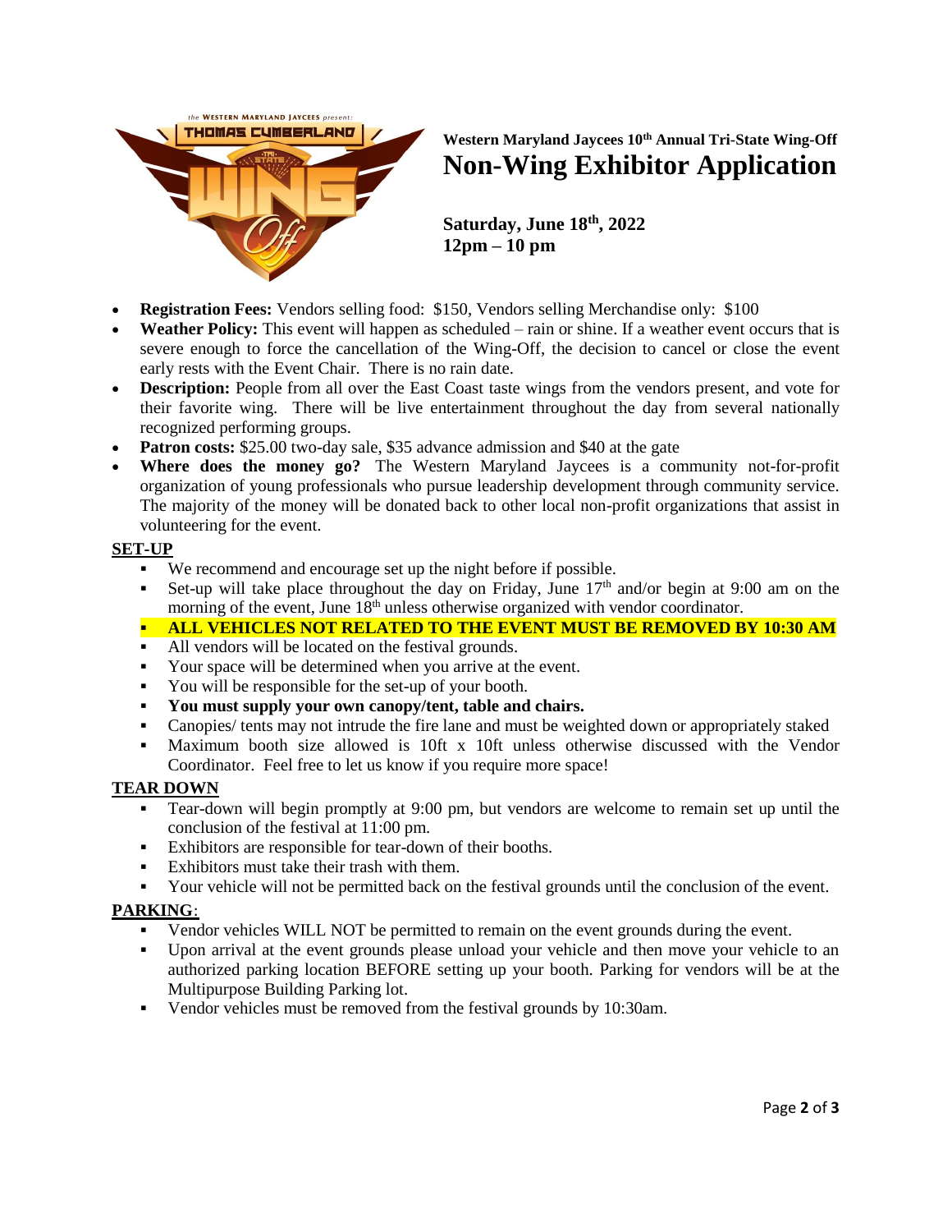**Western Maryland Jaycees 10th Annual Tri-State Wing-Off**

# Non-Wing Exhibitor Application

**Saturday, June 18th, 2022**
**12pm – 10 pm**

- **Registration Fees:** Vendors selling food: $150, Vendors selling Merchandise only: $100
- **Weather Policy:** This event will happen as scheduled – rain or shine. If a weather event occurs that is severe enough to force the cancellation of the Wing-Off, the decision to cancel or close the event early rests with the Event Chair. There is no rain date.
- **Description:** People from all over the East Coast taste wings from the vendors present, and vote for their favorite wing. There will be live entertainment throughout the day from several nationally recognized performing groups.
- **Patron costs:** $25.00 two-day sale, $35 advance admission and $40 at the gate
- **Where does the money go?** The Western Maryland Jaycees is a community not-for-profit organization of young professionals who pursue leadership development through community service. The majority of the money will be donated back to other local non-profit organizations that assist in volunteering for the event.

## SET-UP

- We recommend and encourage set up the night before if possible.
- Set-up will take place throughout the day on Friday, June 17th and/or begin at 9:00 am on the morning of the event, June 18th unless otherwise organized with vendor coordinator.
- **ALL VEHICLES NOT RELATED TO THE EVENT MUST BE REMOVED BY 10:30 AM**
- All vendors will be located on the festival grounds.
- Your space will be determined when you arrive at the event.
- You will be responsible for the set-up of your booth.
- **You must supply your own canopy/tent, table and chairs.**
- Canopies/ tents may not intrude the fire lane and must be weighted down or appropriately staked
- Maximum booth size allowed is 10ft x 10ft unless otherwise discussed with the Vendor Coordinator. Feel free to let us know if you require more space!

## TEAR DOWN

- Tear-down will begin promptly at 9:00 pm, but vendors are welcome to remain set up until the conclusion of the festival at 11:00 pm.
- Exhibitors are responsible for tear-down of their booths.
- Exhibitors must take their trash with them.
- Your vehicle will not be permitted back on the festival grounds until the conclusion of the event.

## PARKING:

- Vendor vehicles WILL NOT be permitted to remain on the event grounds during the event.
- Upon arrival at the event grounds please unload your vehicle and then move your vehicle to an authorized parking location BEFORE setting up your booth. Parking for vendors will be at the Multipurpose Building Parking lot.
- Vendor vehicles must be removed from the festival grounds by 10:30am.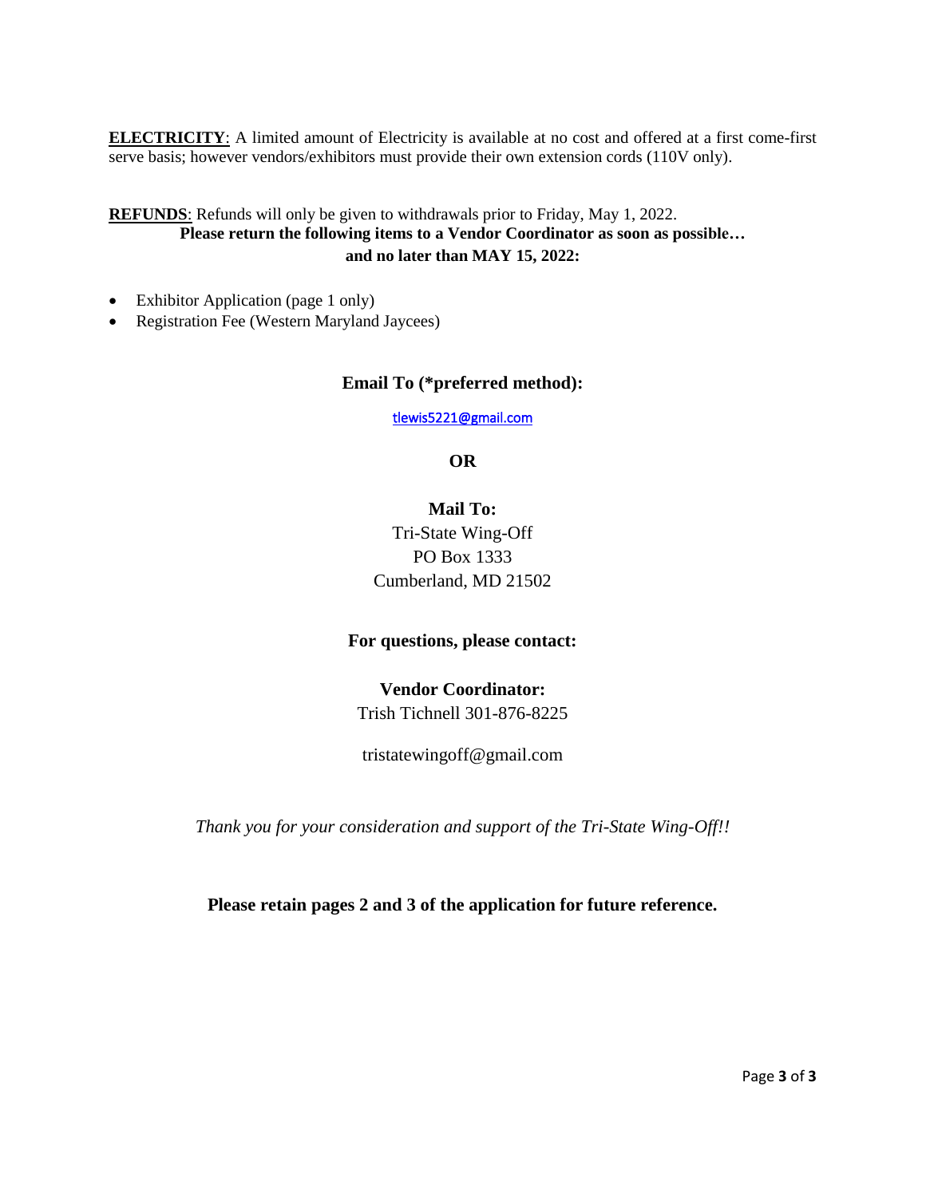**ELECTRICITY**: A limited amount of Electricity is available at no cost and offered at a first come-first serve basis; however vendors/exhibitors must provide their own extension cords (110V only).

**REFUNDS**: Refunds will only be given to withdrawals prior to Friday, May 1, 2022.

**Please return the following items to a Vendor Coordinator as soon as possible… and no later than MAY 15, 2022:**

- Exhibitor Application (page 1 only)
- Registration Fee (Western Maryland Jaycees)

**Email To (*preferred method):**

tlewis5221@gmail.com

**OR**

**Mail To:**

Tri-State Wing-Off
PO Box 1333
Cumberland, MD 21502

**For questions, please contact:**

**Vendor Coordinator:**
Trish Tichnell 301-876-8225

tristatewingoff@gmail.com

*Thank you for your consideration and support of the Tri-State Wing-Off!!*

**Please retain pages 2 and 3 of the application for future reference.**